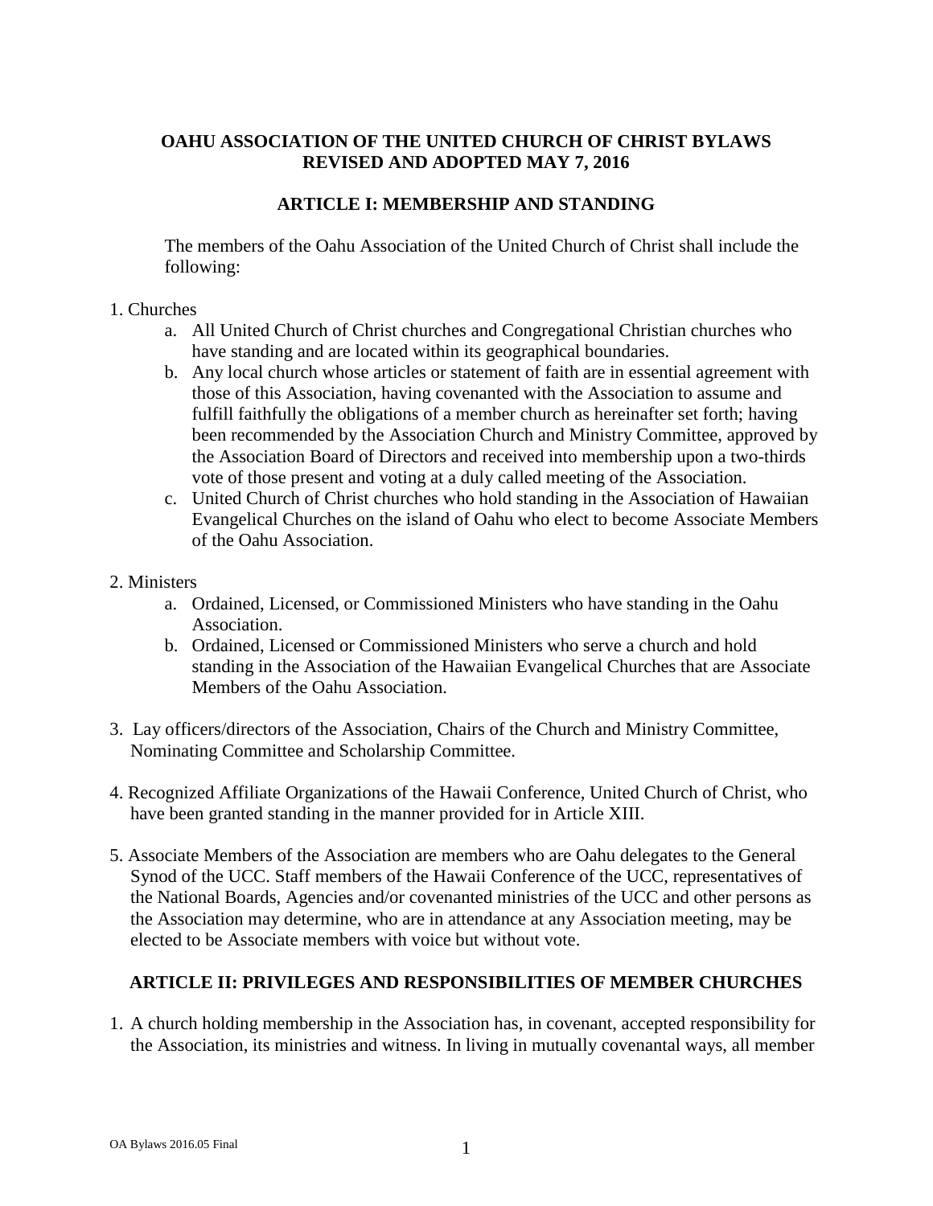# OAHU ASSOCIATION OF THE UNITED CHURCH OF CHRIST BYLAWS REVISED AND ADOPTED MAY 7, 2016

## ARTICLE I: MEMBERSHIP AND STANDING

The members of the Oahu Association of the United Church of Christ shall include the following:

1. Churches
   a. All United Church of Christ churches and Congregational Christian churches who have standing and are located within its geographical boundaries.
   b. Any local church whose articles or statement of faith are in essential agreement with those of this Association, having covenanted with the Association to assume and fulfill faithfully the obligations of a member church as hereinafter set forth; having been recommended by the Association Church and Ministry Committee, approved by the Association Board of Directors and received into membership upon a two-thirds vote of those present and voting at a duly called meeting of the Association.
   c. United Church of Christ churches who hold standing in the Association of Hawaiian Evangelical Churches on the island of Oahu who elect to become Associate Members of the Oahu Association.

2. Ministers
   a. Ordained, Licensed, or Commissioned Ministers who have standing in the Oahu Association.
   b. Ordained, Licensed or Commissioned Ministers who serve a church and hold standing in the Association of the Hawaiian Evangelical Churches that are Associate Members of the Oahu Association.

3. Lay officers/directors of the Association, Chairs of the Church and Ministry Committee, Nominating Committee and Scholarship Committee.

4. Recognized Affiliate Organizations of the Hawaii Conference, United Church of Christ, who have been granted standing in the manner provided for in Article XIII.

5. Associate Members of the Association are members who are Oahu delegates to the General Synod of the UCC. Staff members of the Hawaii Conference of the UCC, representatives of the National Boards, Agencies and/or covenanted ministries of the UCC and other persons as the Association may determine, who are in attendance at any Association meeting, may be elected to be Associate members with voice but without vote.

## ARTICLE II: PRIVILEGES AND RESPONSIBILITIES OF MEMBER CHURCHES

1. A church holding membership in the Association has, in covenant, accepted responsibility for the Association, its ministries and witness. In living in mutually covenantal ways, all member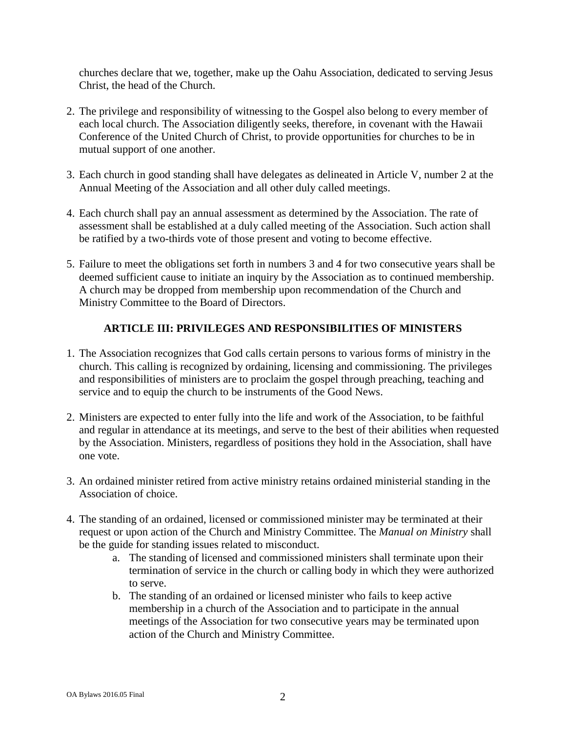churches declare that we, together, make up the Oahu Association, dedicated to serving Jesus Christ, the head of the Church.

2. The privilege and responsibility of witnessing to the Gospel also belong to every member of each local church. The Association diligently seeks, therefore, in covenant with the Hawaii Conference of the United Church of Christ, to provide opportunities for churches to be in mutual support of one another.

3. Each church in good standing shall have delegates as delineated in Article V, number 2 at the Annual Meeting of the Association and all other duly called meetings.

4. Each church shall pay an annual assessment as determined by the Association. The rate of assessment shall be established at a duly called meeting of the Association. Such action shall be ratified by a two-thirds vote of those present and voting to become effective.

5. Failure to meet the obligations set forth in numbers 3 and 4 for two consecutive years shall be deemed sufficient cause to initiate an inquiry by the Association as to continued membership. A church may be dropped from membership upon recommendation of the Church and Ministry Committee to the Board of Directors.

## ARTICLE III: PRIVILEGES AND RESPONSIBILITIES OF MINISTERS

1. The Association recognizes that God calls certain persons to various forms of ministry in the church. This calling is recognized by ordaining, licensing and commissioning. The privileges and responsibilities of ministers are to proclaim the gospel through preaching, teaching and service and to equip the church to be instruments of the Good News.

2. Ministers are expected to enter fully into the life and work of the Association, to be faithful and regular in attendance at its meetings, and serve to the best of their abilities when requested by the Association. Ministers, regardless of positions they hold in the Association, shall have one vote.

3. An ordained minister retired from active ministry retains ordained ministerial standing in the Association of choice.

4. The standing of an ordained, licensed or commissioned minister may be terminated at their request or upon action of the Church and Ministry Committee. The *Manual on Ministry* shall be the guide for standing issues related to misconduct.
    a. The standing of licensed and commissioned ministers shall terminate upon their termination of service in the church or calling body in which they were authorized to serve.
    b. The standing of an ordained or licensed minister who fails to keep active membership in a church of the Association and to participate in the annual meetings of the Association for two consecutive years may be terminated upon action of the Church and Ministry Committee.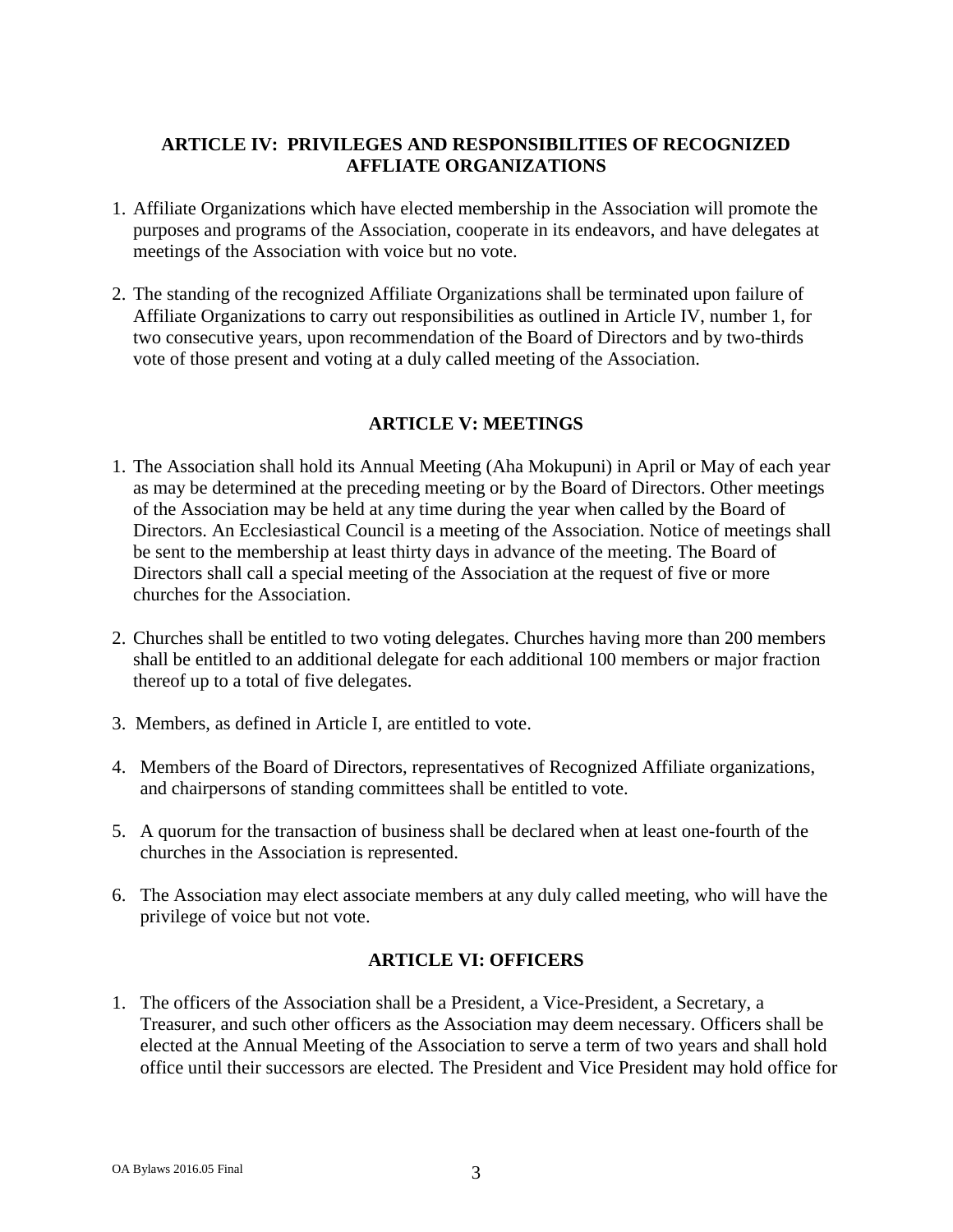## ARTICLE IV: PRIVILEGES AND RESPONSIBILITIES OF RECOGNIZED AFFLIATE ORGANIZATIONS

1. Affiliate Organizations which have elected membership in the Association will promote the purposes and programs of the Association, cooperate in its endeavors, and have delegates at meetings of the Association with voice but no vote.

2. The standing of the recognized Affiliate Organizations shall be terminated upon failure of Affiliate Organizations to carry out responsibilities as outlined in Article IV, number 1, for two consecutive years, upon recommendation of the Board of Directors and by two-thirds vote of those present and voting at a duly called meeting of the Association.

## ARTICLE V: MEETINGS

1. The Association shall hold its Annual Meeting (Aha Mokupuni) in April or May of each year as may be determined at the preceding meeting or by the Board of Directors. Other meetings of the Association may be held at any time during the year when called by the Board of Directors. An Ecclesiastical Council is a meeting of the Association. Notice of meetings shall be sent to the membership at least thirty days in advance of the meeting. The Board of Directors shall call a special meeting of the Association at the request of five or more churches for the Association.

2. Churches shall be entitled to two voting delegates. Churches having more than 200 members shall be entitled to an additional delegate for each additional 100 members or major fraction thereof up to a total of five delegates.

3. Members, as defined in Article I, are entitled to vote.

4. Members of the Board of Directors, representatives of Recognized Affiliate organizations, and chairpersons of standing committees shall be entitled to vote.

5. A quorum for the transaction of business shall be declared when at least one-fourth of the churches in the Association is represented.

6. The Association may elect associate members at any duly called meeting, who will have the privilege of voice but not vote.

## ARTICLE VI: OFFICERS

1. The officers of the Association shall be a President, a Vice-President, a Secretary, a Treasurer, and such other officers as the Association may deem necessary. Officers shall be elected at the Annual Meeting of the Association to serve a term of two years and shall hold office until their successors are elected. The President and Vice President may hold office for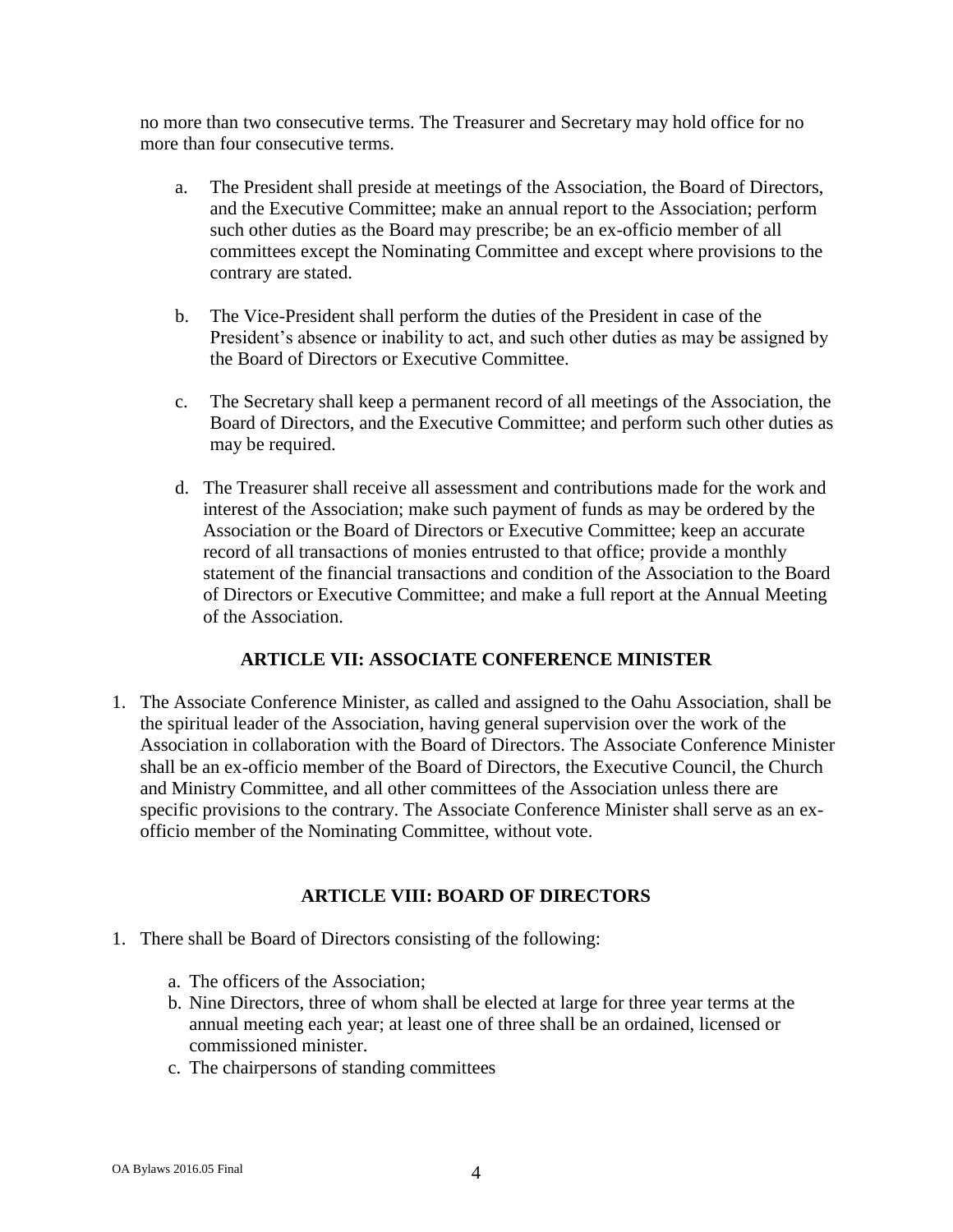no more than two consecutive terms. The Treasurer and Secretary may hold office for no more than four consecutive terms.

a. The President shall preside at meetings of the Association, the Board of Directors, and the Executive Committee; make an annual report to the Association; perform such other duties as the Board may prescribe; be an ex-officio member of all committees except the Nominating Committee and except where provisions to the contrary are stated.

b. The Vice-President shall perform the duties of the President in case of the President's absence or inability to act, and such other duties as may be assigned by the Board of Directors or Executive Committee.

c. The Secretary shall keep a permanent record of all meetings of the Association, the Board of Directors, and the Executive Committee; and perform such other duties as may be required.

d. The Treasurer shall receive all assessment and contributions made for the work and interest of the Association; make such payment of funds as may be ordered by the Association or the Board of Directors or Executive Committee; keep an accurate record of all transactions of monies entrusted to that office; provide a monthly statement of the financial transactions and condition of the Association to the Board of Directors or Executive Committee; and make a full report at the Annual Meeting of the Association.

## ARTICLE VII: ASSOCIATE CONFERENCE MINISTER

1. The Associate Conference Minister, as called and assigned to the Oahu Association, shall be the spiritual leader of the Association, having general supervision over the work of the Association in collaboration with the Board of Directors. The Associate Conference Minister shall be an ex-officio member of the Board of Directors, the Executive Council, the Church and Ministry Committee, and all other committees of the Association unless there are specific provisions to the contrary. The Associate Conference Minister shall serve as an ex-officio member of the Nominating Committee, without vote.

## ARTICLE VIII: BOARD OF DIRECTORS

1. There shall be Board of Directors consisting of the following:

   a. The officers of the Association;
   b. Nine Directors, three of whom shall be elected at large for three year terms at the annual meeting each year; at least one of three shall be an ordained, licensed or commissioned minister.
   c. The chairpersons of standing committees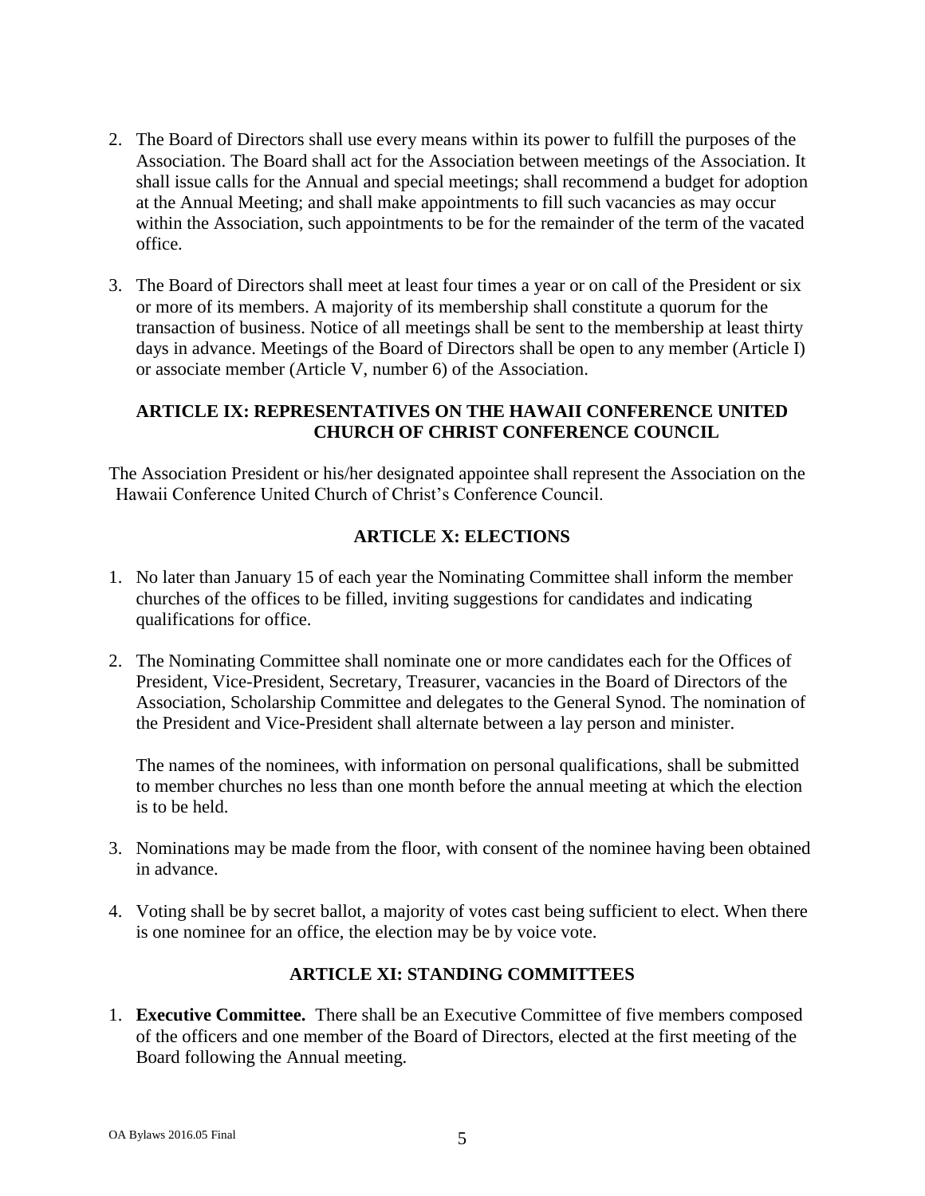2. The Board of Directors shall use every means within its power to fulfill the purposes of the Association. The Board shall act for the Association between meetings of the Association. It shall issue calls for the Annual and special meetings; shall recommend a budget for adoption at the Annual Meeting; and shall make appointments to fill such vacancies as may occur within the Association, such appointments to be for the remainder of the term of the vacated office.

3. The Board of Directors shall meet at least four times a year or on call of the President or six or more of its members. A majority of its membership shall constitute a quorum for the transaction of business. Notice of all meetings shall be sent to the membership at least thirty days in advance. Meetings of the Board of Directors shall be open to any member (Article I) or associate member (Article V, number 6) of the Association.

## ARTICLE IX: REPRESENTATIVES ON THE HAWAII CONFERENCE UNITED CHURCH OF CHRIST CONFERENCE COUNCIL

The Association President or his/her designated appointee shall represent the Association on the Hawaii Conference United Church of Christ's Conference Council.

## ARTICLE X: ELECTIONS

1. No later than January 15 of each year the Nominating Committee shall inform the member churches of the offices to be filled, inviting suggestions for candidates and indicating qualifications for office.

2. The Nominating Committee shall nominate one or more candidates each for the Offices of President, Vice-President, Secretary, Treasurer, vacancies in the Board of Directors of the Association, Scholarship Committee and delegates to the General Synod. The nomination of the President and Vice-President shall alternate between a lay person and minister.

   The names of the nominees, with information on personal qualifications, shall be submitted to member churches no less than one month before the annual meeting at which the election is to be held.

3. Nominations may be made from the floor, with consent of the nominee having been obtained in advance.

4. Voting shall be by secret ballot, a majority of votes cast being sufficient to elect. When there is one nominee for an office, the election may be by voice vote.

## ARTICLE XI: STANDING COMMITTEES

1. **Executive Committee.** There shall be an Executive Committee of five members composed of the officers and one member of the Board of Directors, elected at the first meeting of the Board following the Annual meeting.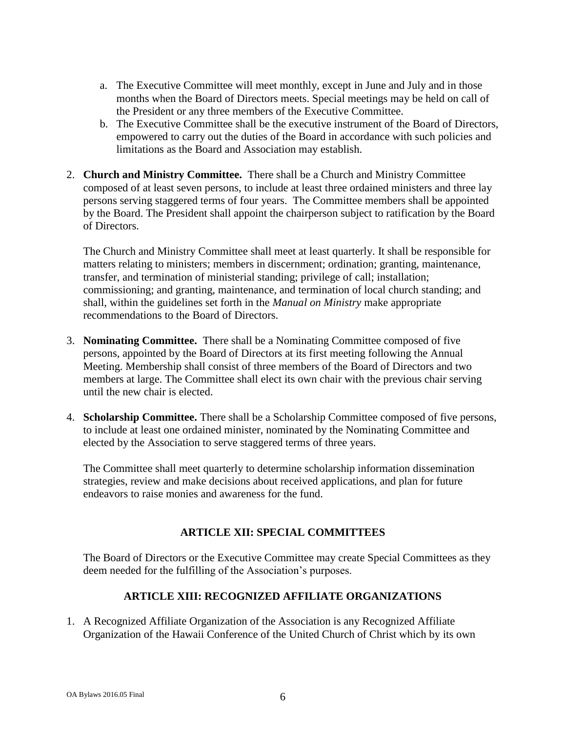a. The Executive Committee will meet monthly, except in June and July and in those months when the Board of Directors meets. Special meetings may be held on call of the President or any three members of the Executive Committee.
   b. The Executive Committee shall be the executive instrument of the Board of Directors, empowered to carry out the duties of the Board in accordance with such policies and limitations as the Board and Association may establish.

2. **Church and Ministry Committee.** There shall be a Church and Ministry Committee composed of at least seven persons, to include at least three ordained ministers and three lay persons serving staggered terms of four years. The Committee members shall be appointed by the Board. The President shall appoint the chairperson subject to ratification by the Board of Directors.

   The Church and Ministry Committee shall meet at least quarterly. It shall be responsible for matters relating to ministers; members in discernment; ordination; granting, maintenance, transfer, and termination of ministerial standing; privilege of call; installation; commissioning; and granting, maintenance, and termination of local church standing; and shall, within the guidelines set forth in the *Manual on Ministry* make appropriate recommendations to the Board of Directors.

3. **Nominating Committee.** There shall be a Nominating Committee composed of five persons, appointed by the Board of Directors at its first meeting following the Annual Meeting. Membership shall consist of three members of the Board of Directors and two members at large. The Committee shall elect its own chair with the previous chair serving until the new chair is elected.

4. **Scholarship Committee.** There shall be a Scholarship Committee composed of five persons, to include at least one ordained minister, nominated by the Nominating Committee and elected by the Association to serve staggered terms of three years.

   The Committee shall meet quarterly to determine scholarship information dissemination strategies, review and make decisions about received applications, and plan for future endeavors to raise monies and awareness for the fund.

## ARTICLE XII: SPECIAL COMMITTEES

The Board of Directors or the Executive Committee may create Special Committees as they deem needed for the fulfilling of the Association's purposes.

## ARTICLE XIII: RECOGNIZED AFFILIATE ORGANIZATIONS

1. A Recognized Affiliate Organization of the Association is any Recognized Affiliate Organization of the Hawaii Conference of the United Church of Christ which by its own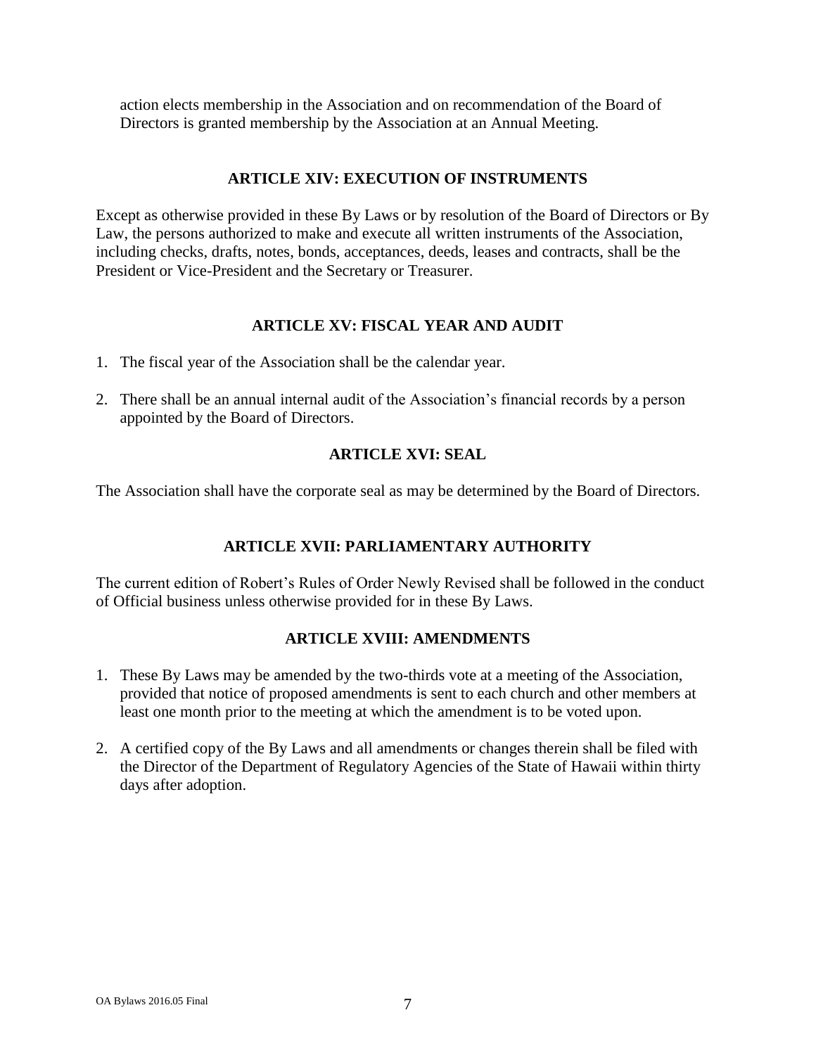action elects membership in the Association and on recommendation of the Board of Directors is granted membership by the Association at an Annual Meeting.

## ARTICLE XIV: EXECUTION OF INSTRUMENTS

Except as otherwise provided in these By Laws or by resolution of the Board of Directors or By Law, the persons authorized to make and execute all written instruments of the Association, including checks, drafts, notes, bonds, acceptances, deeds, leases and contracts, shall be the President or Vice-President and the Secretary or Treasurer.

## ARTICLE XV: FISCAL YEAR AND AUDIT

1. The fiscal year of the Association shall be the calendar year.
2. There shall be an annual internal audit of the Association's financial records by a person appointed by the Board of Directors.

## ARTICLE XVI: SEAL

The Association shall have the corporate seal as may be determined by the Board of Directors.

## ARTICLE XVII: PARLIAMENTARY AUTHORITY

The current edition of Robert's Rules of Order Newly Revised shall be followed in the conduct of Official business unless otherwise provided for in these By Laws.

## ARTICLE XVIII: AMENDMENTS

1. These By Laws may be amended by the two-thirds vote at a meeting of the Association, provided that notice of proposed amendments is sent to each church and other members at least one month prior to the meeting at which the amendment is to be voted upon.
2. A certified copy of the By Laws and all amendments or changes therein shall be filed with the Director of the Department of Regulatory Agencies of the State of Hawaii within thirty days after adoption.